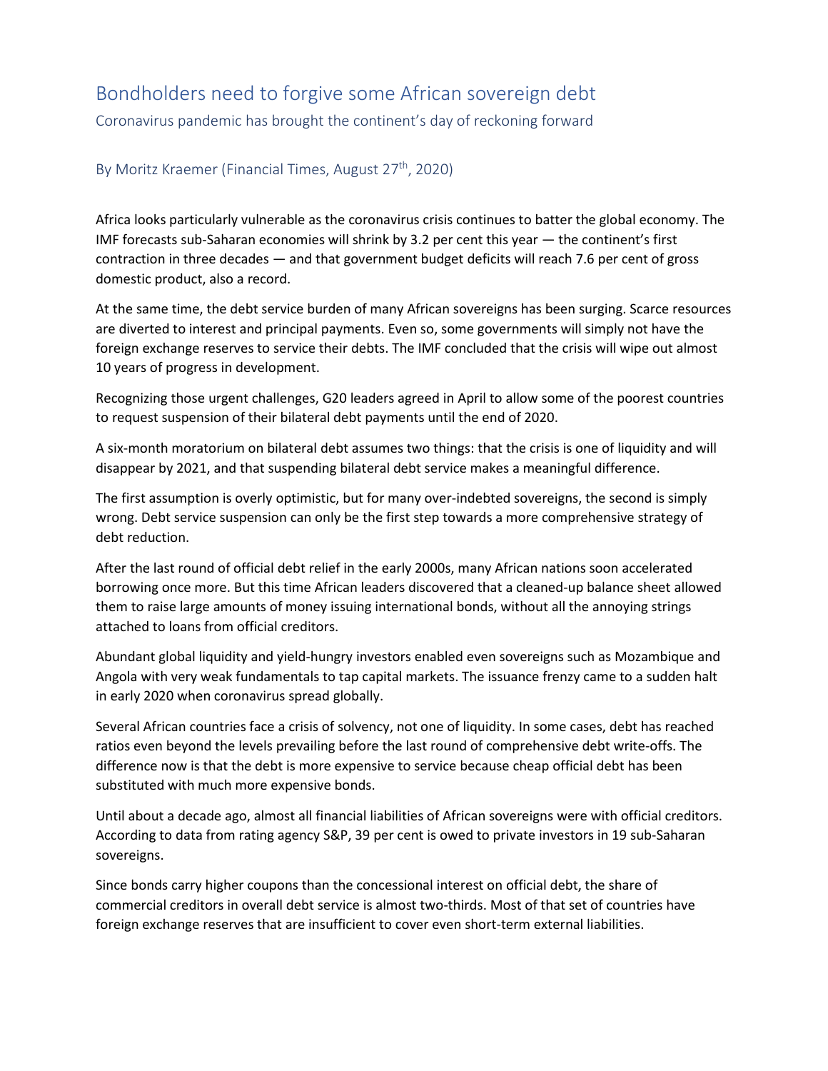# Bondholders need to forgive some African sovereign debt

## Coronavirus pandemic has brought the continent's day of reckoning forward

### By Moritz Kraemer (Financial Times, August 27th, 2020)

Africa looks particularly vulnerable as the coronavirus crisis continues to batter the global economy. The IMF forecasts sub-Saharan economies will shrink by 3.2 per cent this year — the continent's first contraction in three decades — and that government budget deficits will reach 7.6 per cent of gross domestic product, also a record.

At the same time, the debt service burden of many African sovereigns has been surging. Scarce resources are diverted to interest and principal payments. Even so, some governments will simply not have the foreign exchange reserves to service their debts. The IMF concluded that the crisis will wipe out almost 10 years of progress in development.

Recognizing those urgent challenges, G20 leaders agreed in April to allow some of the poorest countries to request suspension of their bilateral debt payments until the end of 2020.

A six-month moratorium on bilateral debt assumes two things: that the crisis is one of liquidity and will disappear by 2021, and that suspending bilateral debt service makes a meaningful difference.

The first assumption is overly optimistic, but for many over-indebted sovereigns, the second is simply wrong. Debt service suspension can only be the first step towards a more comprehensive strategy of debt reduction.

After the last round of official debt relief in the early 2000s, many African nations soon accelerated borrowing once more. But this time African leaders discovered that a cleaned-up balance sheet allowed them to raise large amounts of money issuing international bonds, without all the annoying strings attached to loans from official creditors.

Abundant global liquidity and yield-hungry investors enabled even sovereigns such as Mozambique and Angola with very weak fundamentals to tap capital markets. The issuance frenzy came to a sudden halt in early 2020 when coronavirus spread globally.

Several African countries face a crisis of solvency, not one of liquidity. In some cases, debt has reached ratios even beyond the levels prevailing before the last round of comprehensive debt write-offs. The difference now is that the debt is more expensive to service because cheap official debt has been substituted with much more expensive bonds.

Until about a decade ago, almost all financial liabilities of African sovereigns were with official creditors. According to data from rating agency S&P, 39 per cent is owed to private investors in 19 sub-Saharan sovereigns.

Since bonds carry higher coupons than the concessional interest on official debt, the share of commercial creditors in overall debt service is almost two-thirds. Most of that set of countries have foreign exchange reserves that are insufficient to cover even short-term external liabilities.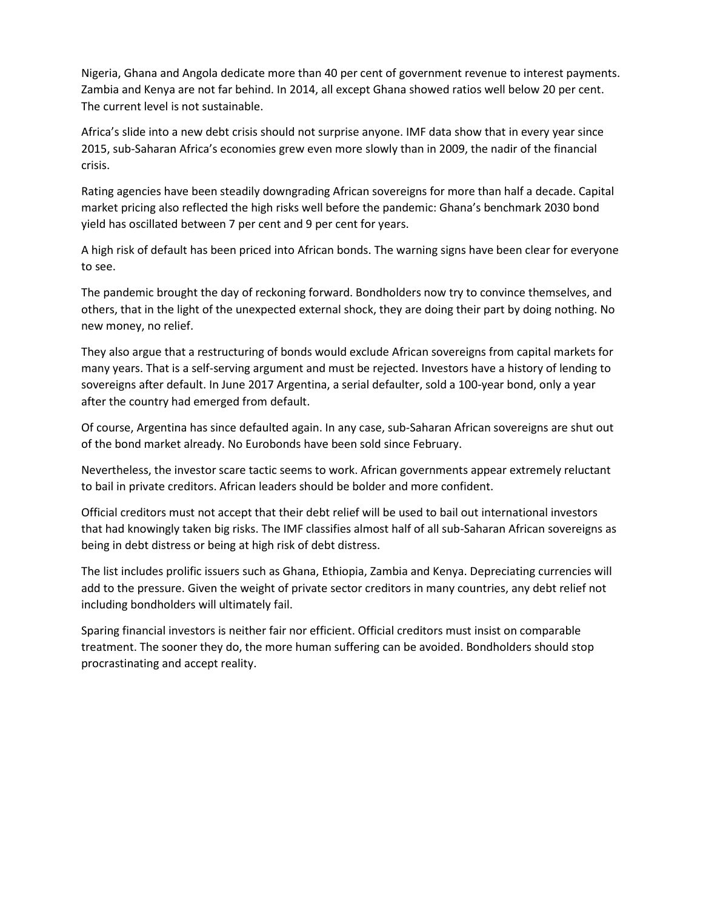Nigeria, Ghana and Angola dedicate more than 40 per cent of government revenue to interest payments. Zambia and Kenya are not far behind. In 2014, all except Ghana showed ratios well below 20 per cent. The current level is not sustainable.

Africa's slide into a new debt crisis should not surprise anyone. IMF data show that in every year since 2015, sub-Saharan Africa's economies grew even more slowly than in 2009, the nadir of the financial crisis.

Rating agencies have been steadily downgrading African sovereigns for more than half a decade. Capital market pricing also reflected the high risks well before the pandemic: Ghana's benchmark 2030 bond yield has oscillated between 7 per cent and 9 per cent for years.

A high risk of default has been priced into African bonds. The warning signs have been clear for everyone to see.

The pandemic brought the day of reckoning forward. Bondholders now try to convince themselves, and others, that in the light of the unexpected external shock, they are doing their part by doing nothing. No new money, no relief.

They also argue that a restructuring of bonds would exclude African sovereigns from capital markets for many years. That is a self-serving argument and must be rejected. Investors have a history of lending to sovereigns after default. In June 2017 Argentina, a serial defaulter, sold a 100-year bond, only a year after the country had emerged from default.

Of course, Argentina has since defaulted again. In any case, sub-Saharan African sovereigns are shut out of the bond market already. No Eurobonds have been sold since February.

Nevertheless, the investor scare tactic seems to work. African governments appear extremely reluctant to bail in private creditors. African leaders should be bolder and more confident.

Official creditors must not accept that their debt relief will be used to bail out international investors that had knowingly taken big risks. The IMF classifies almost half of all sub-Saharan African sovereigns as being in debt distress or being at high risk of debt distress.

The list includes prolific issuers such as Ghana, Ethiopia, Zambia and Kenya. Depreciating currencies will add to the pressure. Given the weight of private sector creditors in many countries, any debt relief not including bondholders will ultimately fail.

Sparing financial investors is neither fair nor efficient. Official creditors must insist on comparable treatment. The sooner they do, the more human suffering can be avoided. Bondholders should stop procrastinating and accept reality.